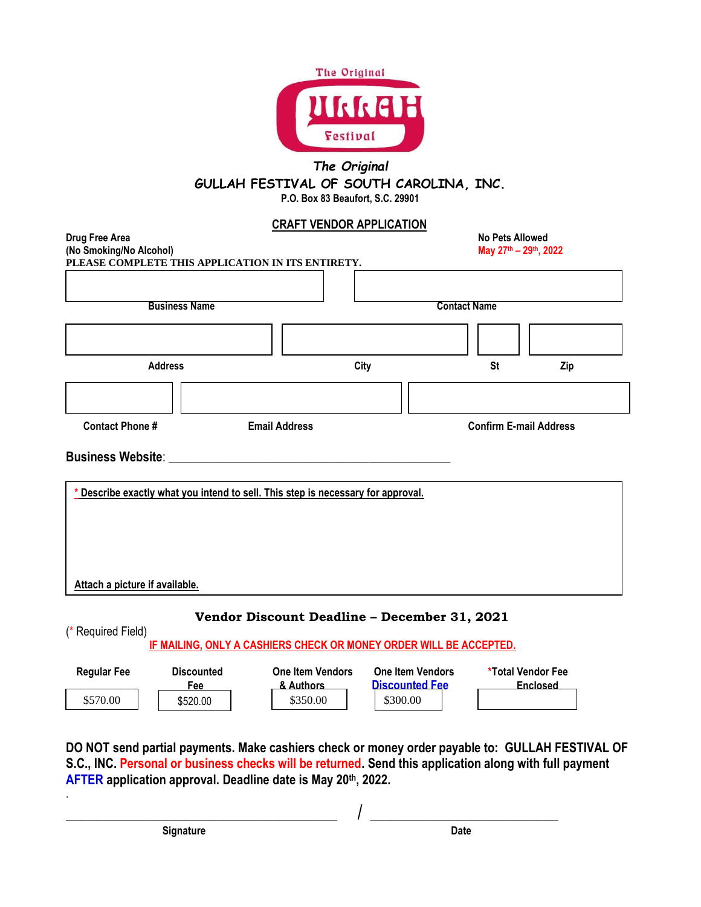The Original

Gullah

Festival

*The Original*

# GULLAH FESTIVAL OF SOUTH CAROLINA, INC.

P.O. Box 83 Beaufort, S.C. 29901

## CRAFT VENDOR APPLICATION

**Drug Free Area**
**(No Smoking/No Alcohol)**

**No Pets Allowed**
**May 27th – 29th, 2022**

**PLEASE COMPLETE THIS APPLICATION IN ITS ENTIRETY.**

| Business Name | Contact Name |
|---|---|
| | |

| Address | City | St | Zip |
|---|---|---|---|
| | | | |

| Contact Phone # | Email Address | Confirm E-mail Address |
|---|---|---|
| | | |

**Business Website**: ____________________________________________

**\* Describe exactly what you intend to sell. This step is necessary for approval.**

**Attach a picture if available.**

### Vendor Discount Deadline – December 31, 2021

(* Required Field)

**IF MAILING, ONLY A CASHIERS CHECK OR MONEY ORDER WILL BE ACCEPTED.**

| Regular Fee | Discounted Fee | One Item Vendors & Authors | One Item Vendors Discounted Fee | *Total Vendor Fee Enclosed |
|---|---|---|---|---|
| $570.00 | $520.00 | $350.00 | $300.00 | |

**DO NOT send partial payments. Make cashiers check or money order payable to: GULLAH FESTIVAL OF S.C., INC. Personal or business checks will be returned. Send this application along with full payment AFTER application approval. Deadline date is May 20th, 2022.**

.

_________________________________________ / ______________________________

Signature Date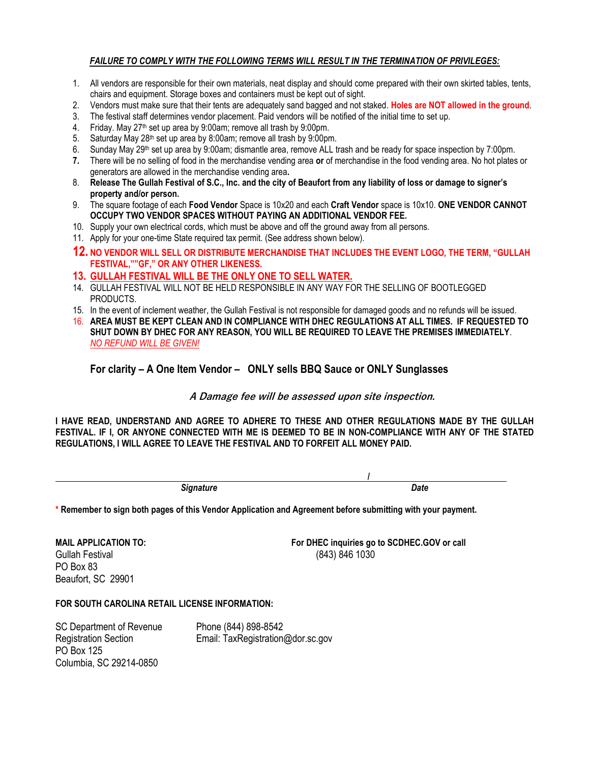***FAILURE TO COMPLY WITH THE FOLLOWING TERMS WILL RESULT IN THE TERMINATION OF PRIVILEGES:***

1. All vendors are responsible for their own materials, neat display and should come prepared with their own skirted tables, tents, chairs and equipment. Storage boxes and containers must be kept out of sight.
2. Vendors must make sure that their tents are adequately sand bagged and not staked. **Holes are NOT allowed in the ground**.
3. The festival staff determines vendor placement. Paid vendors will be notified of the initial time to set up.
4. Friday. May 27th set up area by 9:00am; remove all trash by 9:00pm.
5. Saturday May 28th set up area by 8:00am; remove all trash by 9:00pm.
6. Sunday May 29th set up area by 9:00am; dismantle area, remove ALL trash and be ready for space inspection by 7:00pm.
7. There will be no selling of food in the merchandise vending area **or** of merchandise in the food vending area. No hot plates or generators are allowed in the merchandise vending area**.**
8. **Release The Gullah Festival of S.C., Inc. and the city of Beaufort from any liability of loss or damage to signer's property and/or person.**
9. The square footage of each **Food Vendor** Space is 10x20 and each **Craft Vendor** space is 10x10. **ONE VENDOR CANNOT OCCUPY TWO VENDOR SPACES WITHOUT PAYING AN ADDITIONAL VENDOR FEE.**
10. Supply your own electrical cords, which must be above and off the ground away from all persons.
11. Apply for your one-time State required tax permit. (See address shown below).
12. **NO VENDOR WILL SELL OR DISTRIBUTE MERCHANDISE THAT INCLUDES THE EVENT LOGO, THE TERM, "GULLAH FESTIVAL,""GF," OR ANY OTHER LIKENESS.**
13. **GULLAH FESTIVAL WILL BE THE ONLY ONE TO SELL WATER.**
14. GULLAH FESTIVAL WILL NOT BE HELD RESPONSIBLE IN ANY WAY FOR THE SELLING OF BOOTLEGGED PRODUCTS.
15. In the event of inclement weather, the Gullah Festival is not responsible for damaged goods and no refunds will be issued.
16. **AREA MUST BE KEPT CLEAN AND IN COMPLIANCE WITH DHEC REGULATIONS AT ALL TIMES. IF REQUESTED TO SHUT DOWN BY DHEC FOR ANY REASON, YOU WILL BE REQUIRED TO LEAVE THE PREMISES IMMEDIATELY**. *NO REFUND WILL BE GIVEN!*

**For clarity – A One Item Vendor – ONLY sells BBQ Sauce or ONLY Sunglasses**

***A Damage fee will be assessed upon site inspection.***

**I HAVE READ, UNDERSTAND AND AGREE TO ADHERE TO THESE AND OTHER REGULATIONS MADE BY THE GULLAH FESTIVAL. IF I, OR ANYONE CONNECTED WITH ME IS DEEMED TO BE IN NON-COMPLIANCE WITH ANY OF THE STATED REGULATIONS, I WILL AGREE TO LEAVE THE FESTIVAL AND TO FORFEIT ALL MONEY PAID.**

_______________________________________________ / ____________________

***Signature*** ***Date***

\* **Remember to sign both pages of this Vendor Application and Agreement before submitting with your payment.**

**MAIL APPLICATION TO:**
Gullah Festival
PO Box 83
Beaufort, SC 29901

**For DHEC inquiries go to SCDHEC.GOV or call**
(843) 846 1030

**FOR SOUTH CAROLINA RETAIL LICENSE INFORMATION:**

SC Department of Revenue
Registration Section
PO Box 125
Columbia, SC 29214-0850

Phone (844) 898-8542
Email: TaxRegistration@dor.sc.gov